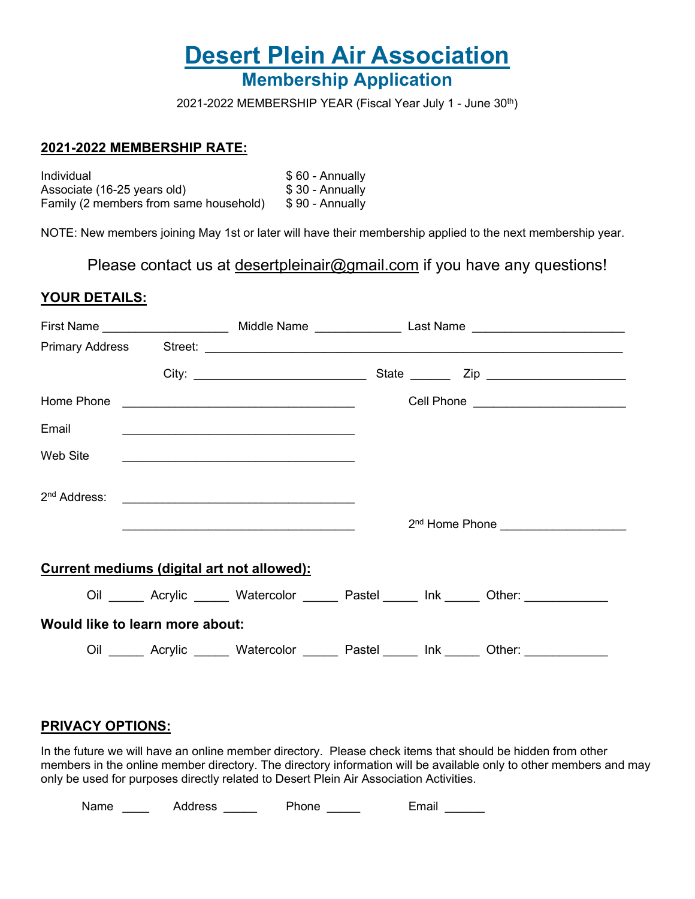# Desert Plein Air Association

## Membership Application

2021-2022 MEMBERSHIP YEAR (Fiscal Year July 1 - June 30th)

**2021-2022 MEMBERSHIP RATE:**

| | |
|---|---|
| Individual | $ 60 - Annually |
| Associate (16-25 years old) | $ 30 - Annually |
| Family (2 members from same household) | $ 90 - Annually |

NOTE: New members joining May 1st or later will have their membership applied to the next membership year.

Please contact us at desertpleinair@gmail.com if you have any questions!

**YOUR DETAILS:**

First Name ___________________ Middle Name _____________ Last Name ______________________

Primary Address Street: _______________________________________________________________

City: _________________________ State ______ Zip ____________________

Home Phone __________________________________ Cell Phone ______________________

Email __________________________________

Web Site __________________________________

2nd Address: __________________________________

__________________________________ 2nd Home Phone ___________________

**Current mediums (digital art not allowed):**

Oil _____ Acrylic _____ Watercolor _____ Pastel _____ Ink _____ Other: ____________

**Would like to learn more about:**

Oil _____ Acrylic _____ Watercolor _____ Pastel _____ Ink _____ Other: ____________

**PRIVACY OPTIONS:**

In the future we will have an online member directory. Please check items that should be hidden from other members in the online member directory. The directory information will be available only to other members and may only be used for purposes directly related to Desert Plein Air Association Activities.

Name ____ Address _____ Phone _____ Email ______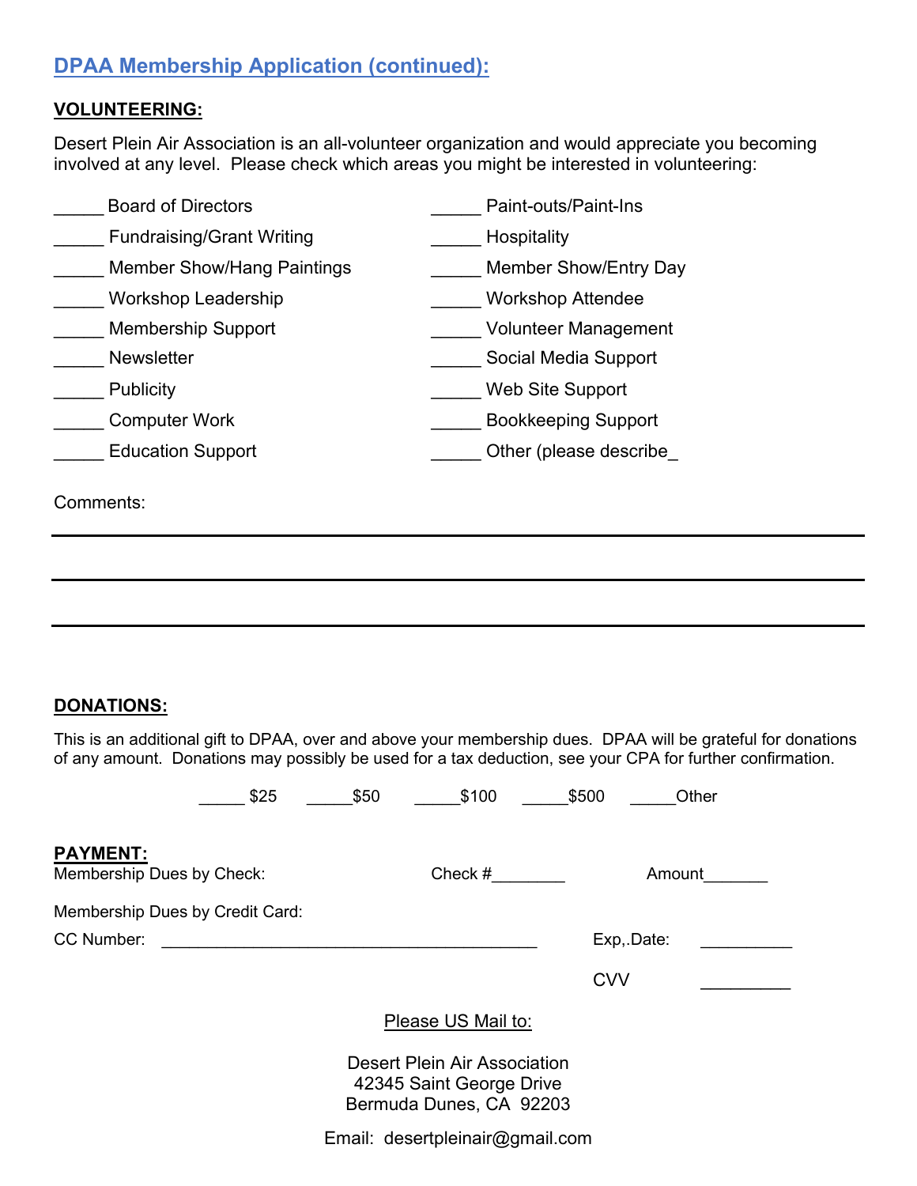## DPAA Membership Application (continued):

**VOLUNTEERING:**

Desert Plein Air Association is an all-volunteer organization and would appreciate you becoming involved at any level. Please check which areas you might be interested in volunteering:

_____ Board of Directors

_____ Fundraising/Grant Writing

_____ Member Show/Hang Paintings

_____ Workshop Leadership

_____ Membership Support

_____ Newsletter

_____ Publicity

_____ Computer Work

_____ Education Support

_____ Paint-outs/Paint-Ins

_____ Hospitality

_____ Member Show/Entry Day

_____ Workshop Attendee

_____ Volunteer Management

_____ Social Media Support

_____ Web Site Support

_____ Bookkeeping Support

_____ Other (please describe_

Comments:

______________________________________________________________________________

______________________________________________________________________________

______________________________________________________________________________

**DONATIONS:**

This is an additional gift to DPAA, over and above your membership dues. DPAA will be grateful for donations of any amount. Donations may possibly be used for a tax deduction, see your CPA for further confirmation.

_____ $25 _____$50 _____$100 _____$500 _____Other

**PAYMENT:**

Membership Dues by Check: Check #________ Amount_______

Membership Dues by Credit Card:

CC Number: __________________________________________ Exp,.Date: __________

CVV __________

Please US Mail to:

Desert Plein Air Association
42345 Saint George Drive
Bermuda Dunes, CA 92203

Email: desertpleinair@gmail.com